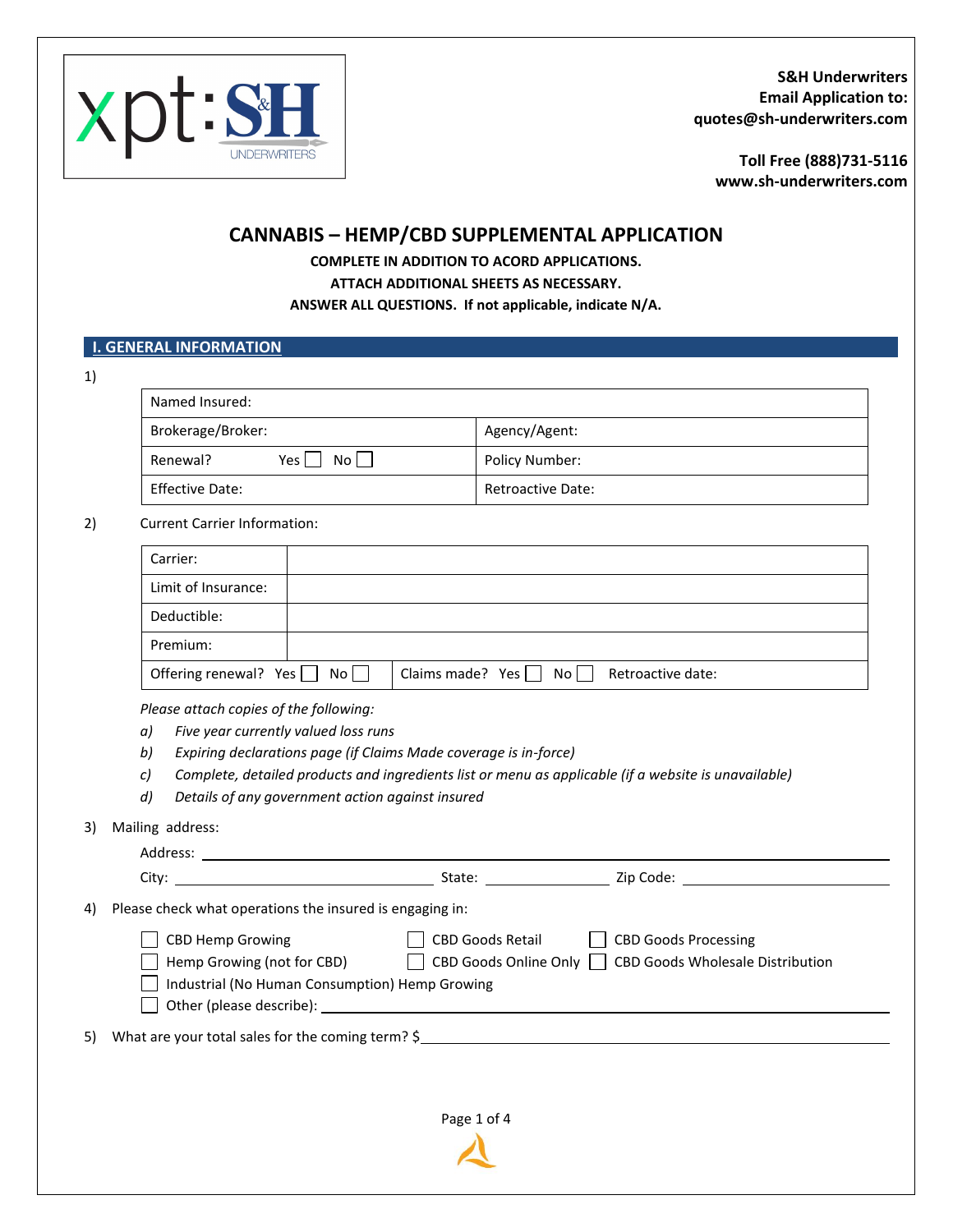**S&H Underwriters**
**Email Application to:**
**quotes@sh-underwriters.com**

**Toll Free (888)731-5116**
**www.sh-underwriters.com**

# CANNABIS – HEMP/CBD SUPPLEMENTAL APPLICATION

**COMPLETE IN ADDITION TO ACORD APPLICATIONS.**
**ATTACH ADDITIONAL SHEETS AS NECESSARY.**
**ANSWER ALL QUESTIONS. If not applicable, indicate N/A.**

## I. GENERAL INFORMATION

1)

| Named Insured: | |
|---|---|
| Brokerage/Broker: | Agency/Agent: |
| Renewal? Yes ☐ No ☐ | Policy Number: |
| Effective Date: | Retroactive Date: |

2) Current Carrier Information:

| Carrier: | |
|---|---|
| Limit of Insurance: | |
| Deductible: | |
| Premium: | |
| Offering renewal? Yes ☐ No ☐ | Claims made? Yes ☐ No ☐ Retroactive date: |

*Please attach copies of the following:*

*a) Five year currently valued loss runs*

*b) Expiring declarations page (if Claims Made coverage is in-force)*

*c) Complete, detailed products and ingredients list or menu as applicable (if a website is unavailable)*

*d) Details of any government action against insured*

3) Mailing address:

Address: ______________________________________________

City: ____________________ State: ____________ Zip Code: ____________

4) Please check what operations the insured is engaging in:

- ☐ CBD Hemp Growing
- ☐ Hemp Growing (not for CBD)
- ☐ Industrial (No Human Consumption) Hemp Growing
- ☐ CBD Goods Retail
- ☐ CBD Goods Online Only
- ☐ CBD Goods Processing
- ☐ CBD Goods Wholesale Distribution
- ☐ Other (please describe): ______________________________

5) What are your total sales for the coming term? $______________________________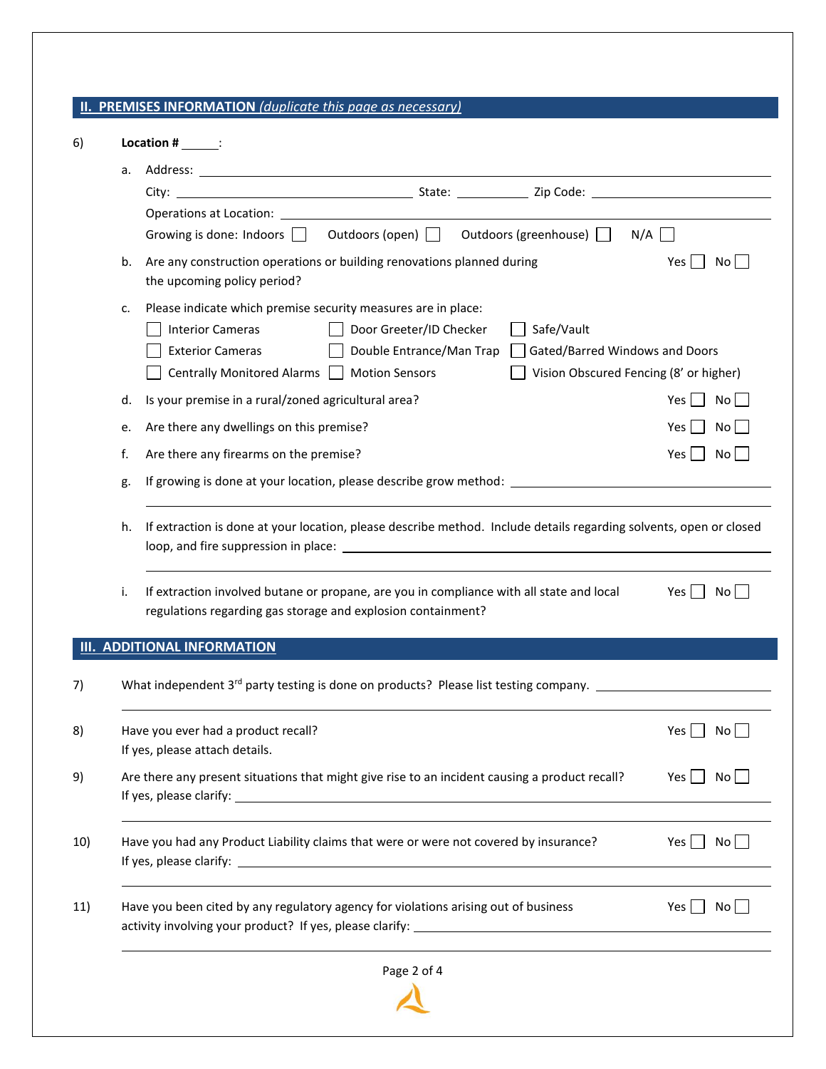## II. PREMISES INFORMATION *(duplicate this page as necessary)*

6) **Location #** ______:

a. Address: ______________________________

City: ______________________ State: __________ Zip Code: ______________

Operations at Location: ______________________________

Growing is done: Indoors ☐ Outdoors (open) ☐ Outdoors (greenhouse) ☐ N/A ☐

b. Are any construction operations or building renovations planned during the upcoming policy period? Yes ☐ No ☐

c. Please indicate which premise security measures are in place:

☐ Interior Cameras ☐ Door Greeter/ID Checker ☐ Safe/Vault

☐ Exterior Cameras ☐ Double Entrance/Man Trap ☐ Gated/Barred Windows and Doors

☐ Centrally Monitored Alarms ☐ Motion Sensors ☐ Vision Obscured Fencing (8' or higher)

d. Is your premise in a rural/zoned agricultural area? Yes ☐ No ☐

e. Are there any dwellings on this premise? Yes ☐ No ☐

f. Are there any firearms on the premise? Yes ☐ No ☐

g. If growing is done at your location, please describe grow method: ______________________________

h. If extraction is done at your location, please describe method. Include details regarding solvents, open or closed loop, and fire suppression in place: ______________________________

i. If extraction involved butane or propane, are you in compliance with all state and local regulations regarding gas storage and explosion containment? Yes ☐ No ☐

## III. ADDITIONAL INFORMATION

7) What independent 3rd party testing is done on products? Please list testing company. ______________________________

8) Have you ever had a product recall? Yes ☐ No ☐
If yes, please attach details.

9) Are there any present situations that might give rise to an incident causing a product recall? Yes ☐ No ☐
If yes, please clarify: ______________________________

10) Have you had any Product Liability claims that were or were not covered by insurance? Yes ☐ No ☐
If yes, please clarify: ______________________________

11) Have you been cited by any regulatory agency for violations arising out of business activity involving your product? If yes, please clarify: ______________________________ Yes ☐ No ☐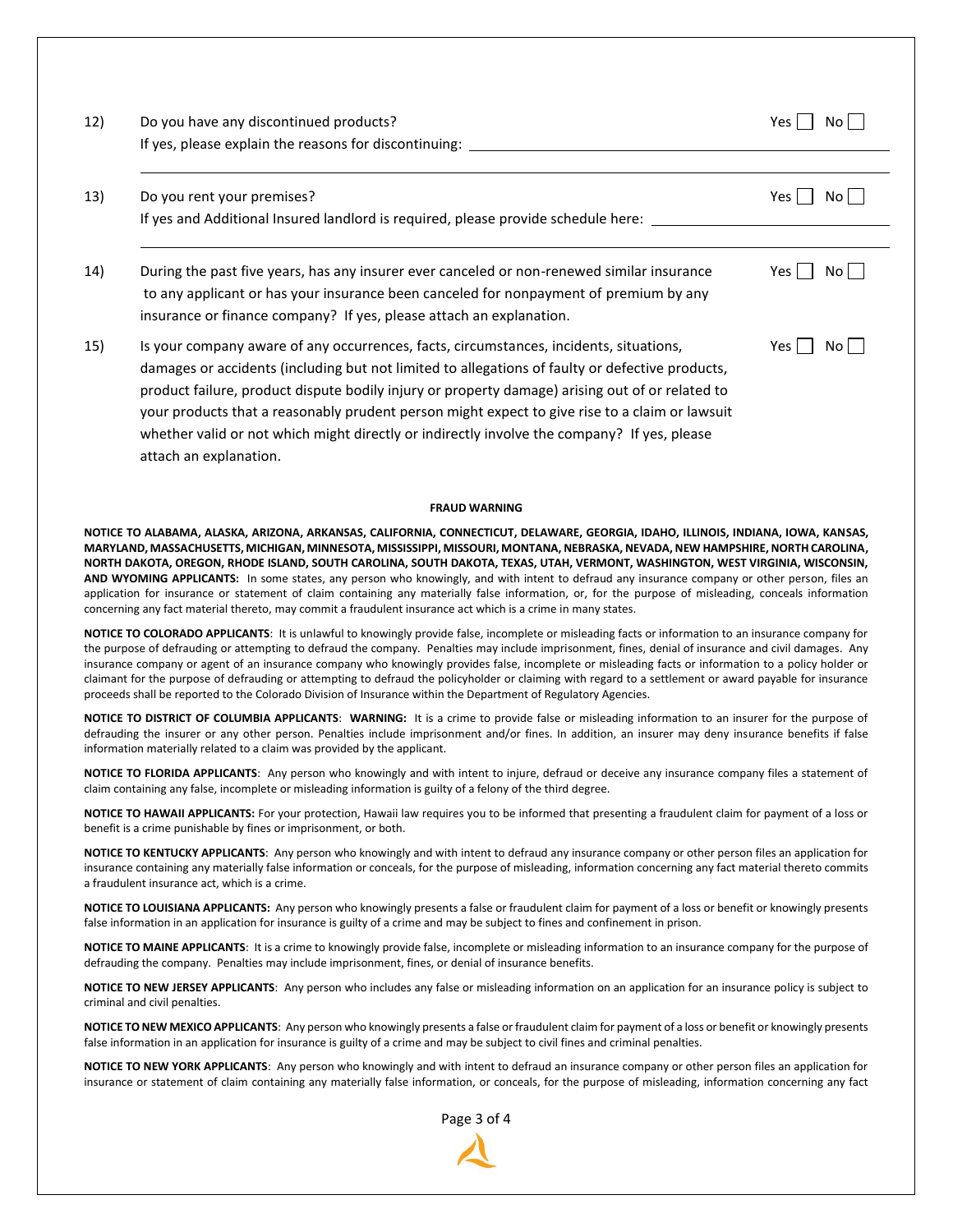12) Do you have any discontinued products? Yes ☐ No ☐

If yes, please explain the reasons for discontinuing: ______________________________

______________________________________________________________________________

13) Do you rent your premises? Yes ☐ No ☐

If yes and Additional Insured landlord is required, please provide schedule here: ______________________________

______________________________________________________________________________

14) During the past five years, has any insurer ever canceled or non-renewed similar insurance to any applicant or has your insurance been canceled for nonpayment of premium by any insurance or finance company? If yes, please attach an explanation. Yes ☐ No ☐

15) Is your company aware of any occurrences, facts, circumstances, incidents, situations, damages or accidents (including but not limited to allegations of faulty or defective products, product failure, product dispute bodily injury or property damage) arising out of or related to your products that a reasonably prudent person might expect to give rise to a claim or lawsuit whether valid or not which might directly or indirectly involve the company? If yes, please attach an explanation. Yes ☐ No ☐

**FRAUD WARNING**

**NOTICE TO ALABAMA, ALASKA, ARIZONA, ARKANSAS, CALIFORNIA, CONNECTICUT, DELAWARE, GEORGIA, IDAHO, ILLINOIS, INDIANA, IOWA, KANSAS, MARYLAND, MASSACHUSETTS, MICHIGAN, MINNESOTA, MISSISSIPPI, MISSOURI, MONTANA, NEBRASKA, NEVADA, NEW HAMPSHIRE, NORTH CAROLINA, NORTH DAKOTA, OREGON, RHODE ISLAND, SOUTH CAROLINA, SOUTH DAKOTA, TEXAS, UTAH, VERMONT, WASHINGTON, WEST VIRGINIA, WISCONSIN, AND WYOMING APPLICANTS:** In some states, any person who knowingly, and with intent to defraud any insurance company or other person, files an application for insurance or statement of claim containing any materially false information, or, for the purpose of misleading, conceals information concerning any fact material thereto, may commit a fraudulent insurance act which is a crime in many states.

**NOTICE TO COLORADO APPLICANTS**: It is unlawful to knowingly provide false, incomplete or misleading facts or information to an insurance company for the purpose of defrauding or attempting to defraud the company. Penalties may include imprisonment, fines, denial of insurance and civil damages. Any insurance company or agent of an insurance company who knowingly provides false, incomplete or misleading facts or information to a policy holder or claimant for the purpose of defrauding or attempting to defraud the policyholder or claiming with regard to a settlement or award payable for insurance proceeds shall be reported to the Colorado Division of Insurance within the Department of Regulatory Agencies.

**NOTICE TO DISTRICT OF COLUMBIA APPLICANTS**: **WARNING:** It is a crime to provide false or misleading information to an insurer for the purpose of defrauding the insurer or any other person. Penalties include imprisonment and/or fines. In addition, an insurer may deny insurance benefits if false information materially related to a claim was provided by the applicant.

**NOTICE TO FLORIDA APPLICANTS**: Any person who knowingly and with intent to injure, defraud or deceive any insurance company files a statement of claim containing any false, incomplete or misleading information is guilty of a felony of the third degree.

**NOTICE TO HAWAII APPLICANTS:** For your protection, Hawaii law requires you to be informed that presenting a fraudulent claim for payment of a loss or benefit is a crime punishable by fines or imprisonment, or both.

**NOTICE TO KENTUCKY APPLICANTS**: Any person who knowingly and with intent to defraud any insurance company or other person files an application for insurance containing any materially false information or conceals, for the purpose of misleading, information concerning any fact material thereto commits a fraudulent insurance act, which is a crime.

**NOTICE TO LOUISIANA APPLICANTS:** Any person who knowingly presents a false or fraudulent claim for payment of a loss or benefit or knowingly presents false information in an application for insurance is guilty of a crime and may be subject to fines and confinement in prison.

**NOTICE TO MAINE APPLICANTS**: It is a crime to knowingly provide false, incomplete or misleading information to an insurance company for the purpose of defrauding the company. Penalties may include imprisonment, fines, or denial of insurance benefits.

**NOTICE TO NEW JERSEY APPLICANTS**: Any person who includes any false or misleading information on an application for an insurance policy is subject to criminal and civil penalties.

**NOTICE TO NEW MEXICO APPLICANTS**: Any person who knowingly presents a false or fraudulent claim for payment of a loss or benefit or knowingly presents false information in an application for insurance is guilty of a crime and may be subject to civil fines and criminal penalties.

**NOTICE TO NEW YORK APPLICANTS**: Any person who knowingly and with intent to defraud an insurance company or other person files an application for insurance or statement of claim containing any materially false information, or conceals, for the purpose of misleading, information concerning any fact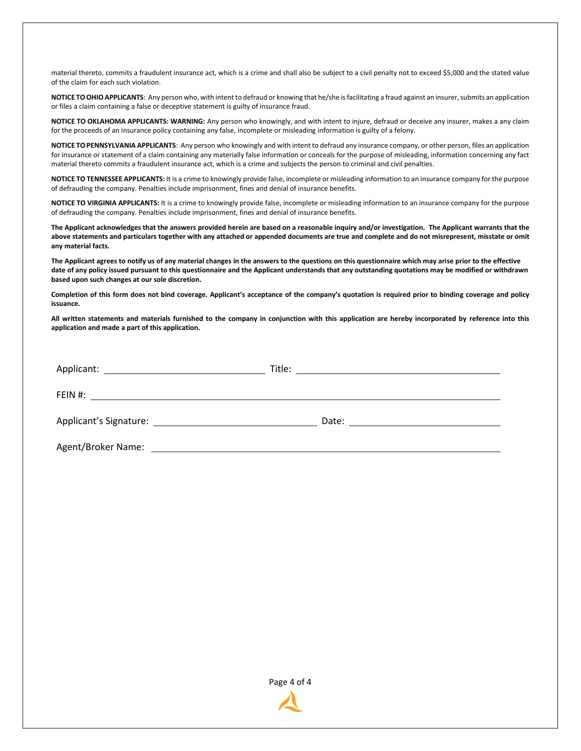material thereto, commits a fraudulent insurance act, which is a crime and shall also be subject to a civil penalty not to exceed $5,000 and the stated value of the claim for each such violation.

**NOTICE TO OHIO APPLICANTS**: Any person who, with intent to defraud or knowing that he/she is facilitating a fraud against an insurer, submits an application or files a claim containing a false or deceptive statement is guilty of insurance fraud.

**NOTICE TO OKLAHOMA APPLICANTS: WARNING:** Any person who knowingly, and with intent to injure, defraud or deceive any insurer, makes a any claim for the proceeds of an insurance policy containing any false, incomplete or misleading information is guilty of a felony.

**NOTICE TO PENNSYLVANIA APPLICANTS**: Any person who knowingly and with intent to defraud any insurance company, or other person, files an application for insurance or statement of a claim containing any materially false information or conceals for the purpose of misleading, information concerning any fact material thereto commits a fraudulent insurance act, which is a crime and subjects the person to criminal and civil penalties.

**NOTICE TO TENNESSEE APPLICANTS:** It is a crime to knowingly provide false, incomplete or misleading information to an insurance company for the purpose of defrauding the company. Penalties include imprisonment, fines and denial of insurance benefits.

**NOTICE TO VIRGINIA APPLICANTS:** It is a crime to knowingly provide false, incomplete or misleading information to an insurance company for the purpose of defrauding the company. Penalties include imprisonment, fines and denial of insurance benefits.

**The Applicant acknowledges that the answers provided herein are based on a reasonable inquiry and/or investigation. The Applicant warrants that the above statements and particulars together with any attached or appended documents are true and complete and do not misrepresent, misstate or omit any material facts.**

**The Applicant agrees to notify us of any material changes in the answers to the questions on this questionnaire which may arise prior to the effective date of any policy issued pursuant to this questionnaire and the Applicant understands that any outstanding quotations may be modified or withdrawn based upon such changes at our sole discretion.**

**Completion of this form does not bind coverage. Applicant's acceptance of the company's quotation is required prior to binding coverage and policy issuance.**

**All written statements and materials furnished to the company in conjunction with this application are hereby incorporated by reference into this application and made a part of this application.**

Applicant: ______________________________ Title: ______________________________

FEIN #: ____________________________________________________________

Applicant's Signature: ______________________________ Date: ______________________________

Agent/Broker Name: ____________________________________________________________